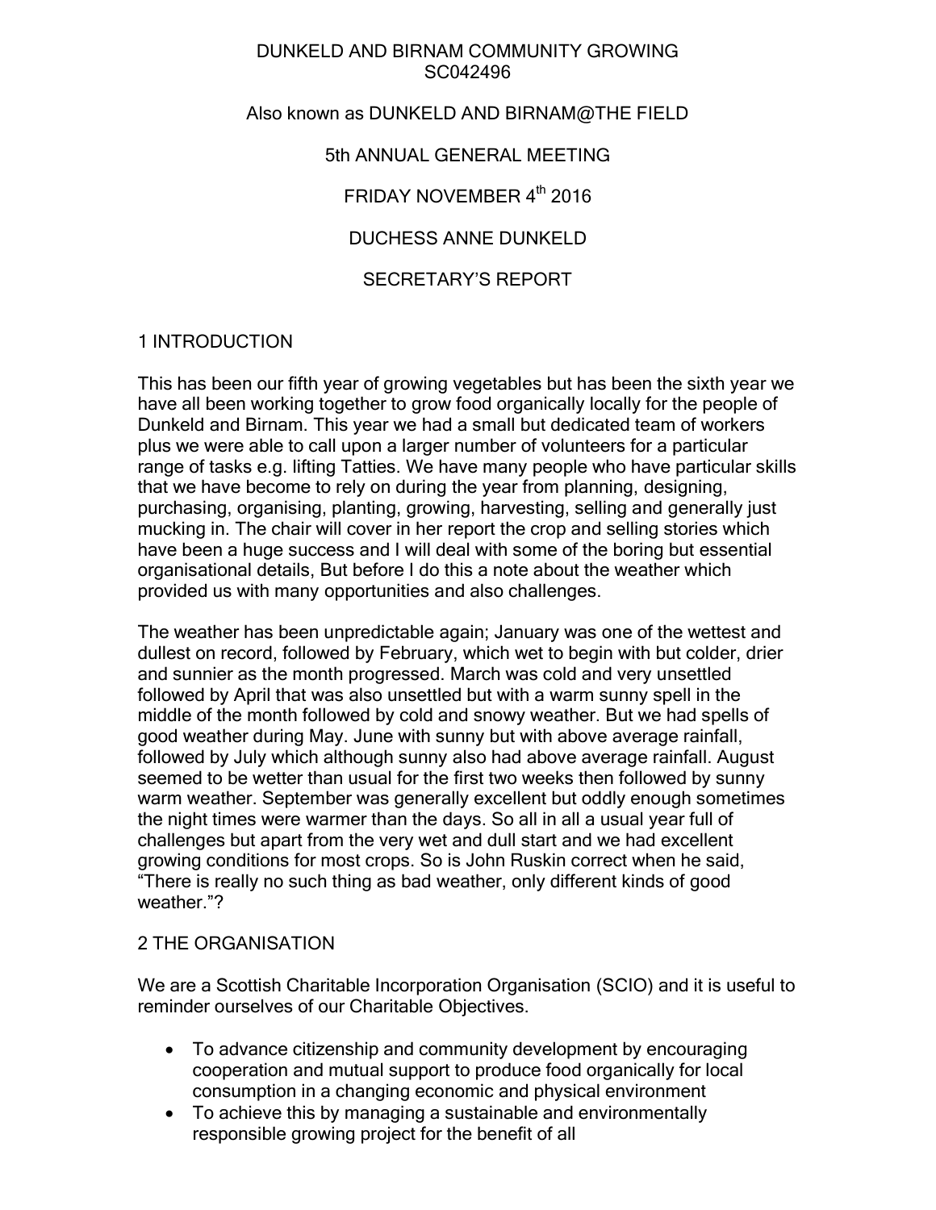# DUNKELD AND BIRNAM COMMUNITY GROWING
# SC042496

Also known as DUNKELD AND BIRNAM@THE FIELD

5th ANNUAL GENERAL MEETING

FRIDAY NOVEMBER 4th 2016

DUCHESS ANNE DUNKELD

SECRETARY'S REPORT

## 1 INTRODUCTION

This has been our fifth year of growing vegetables but has been the sixth year we have all been working together to grow food organically locally for the people of Dunkeld and Birnam. This year we had a small but dedicated team of workers plus we were able to call upon a larger number of volunteers for a particular range of tasks e.g. lifting Tatties. We have many people who have particular skills that we have become to rely on during the year from planning, designing, purchasing, organising, planting, growing, harvesting, selling and generally just mucking in. The chair will cover in her report the crop and selling stories which have been a huge success and I will deal with some of the boring but essential organisational details, But before I do this a note about the weather which provided us with many opportunities and also challenges.

The weather has been unpredictable again; January was one of the wettest and dullest on record, followed by February, which wet to begin with but colder, drier and sunnier as the month progressed. March was cold and very unsettled followed by April that was also unsettled but with a warm sunny spell in the middle of the month followed by cold and snowy weather. But we had spells of good weather during May. June with sunny but with above average rainfall, followed by July which although sunny also had above average rainfall. August seemed to be wetter than usual for the first two weeks then followed by sunny warm weather. September was generally excellent but oddly enough sometimes the night times were warmer than the days. So all in all a usual year full of challenges but apart from the very wet and dull start and we had excellent growing conditions for most crops. So is John Ruskin correct when he said, "There is really no such thing as bad weather, only different kinds of good weather."?

## 2 THE ORGANISATION

We are a Scottish Charitable Incorporation Organisation (SCIO) and it is useful to reminder ourselves of our Charitable Objectives.

- To advance citizenship and community development by encouraging cooperation and mutual support to produce food organically for local consumption in a changing economic and physical environment
- To achieve this by managing a sustainable and environmentally responsible growing project for the benefit of all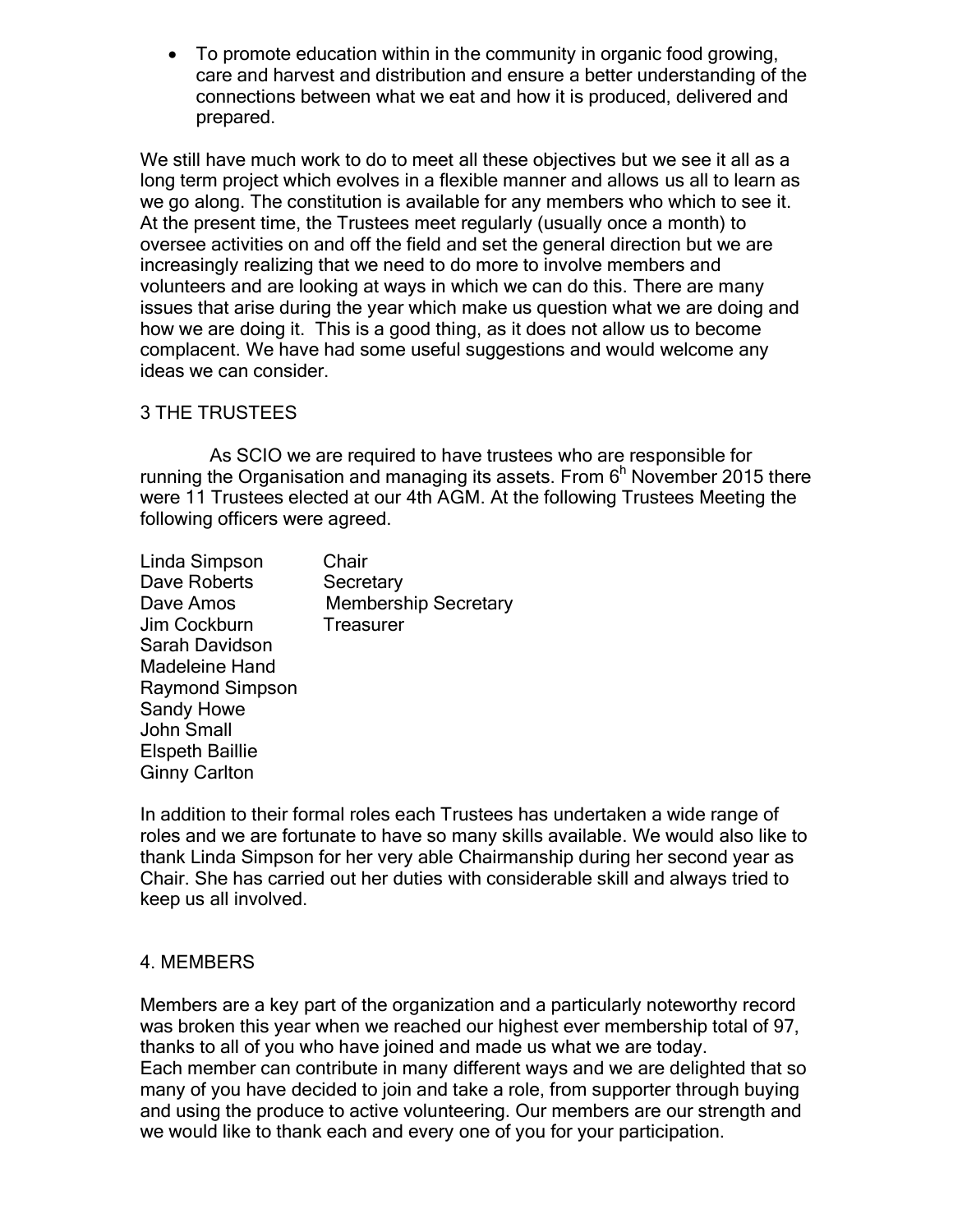- To promote education within in the community in organic food growing, care and harvest and distribution and ensure a better understanding of the connections between what we eat and how it is produced, delivered and prepared.

We still have much work to do to meet all these objectives but we see it all as a long term project which evolves in a flexible manner and allows us all to learn as we go along. The constitution is available for any members who which to see it. At the present time, the Trustees meet regularly (usually once a month) to oversee activities on and off the field and set the general direction but we are increasingly realizing that we need to do more to involve members and volunteers and are looking at ways in which we can do this. There are many issues that arise during the year which make us question what we are doing and how we are doing it. This is a good thing, as it does not allow us to become complacent. We have had some useful suggestions and would welcome any ideas we can consider.

## 3 THE TRUSTEES

As SCIO we are required to have trustees who are responsible for running the Organisation and managing its assets. From 6h November 2015 there were 11 Trustees elected at our 4th AGM. At the following Trustees Meeting the following officers were agreed.

| | |
|---|---|
| Linda Simpson | Chair |
| Dave Roberts | Secretary |
| Dave Amos | Membership Secretary |
| Jim Cockburn | Treasurer |
| Sarah Davidson | |
| Madeleine Hand | |
| Raymond Simpson | |
| Sandy Howe | |
| John Small | |
| Elspeth Baillie | |
| Ginny Carlton | |

In addition to their formal roles each Trustees has undertaken a wide range of roles and we are fortunate to have so many skills available. We would also like to thank Linda Simpson for her very able Chairmanship during her second year as Chair. She has carried out her duties with considerable skill and always tried to keep us all involved.

## 4. MEMBERS

Members are a key part of the organization and a particularly noteworthy record was broken this year when we reached our highest ever membership total of 97, thanks to all of you who have joined and made us what we are today.
Each member can contribute in many different ways and we are delighted that so many of you have decided to join and take a role, from supporter through buying and using the produce to active volunteering. Our members are our strength and we would like to thank each and every one of you for your participation.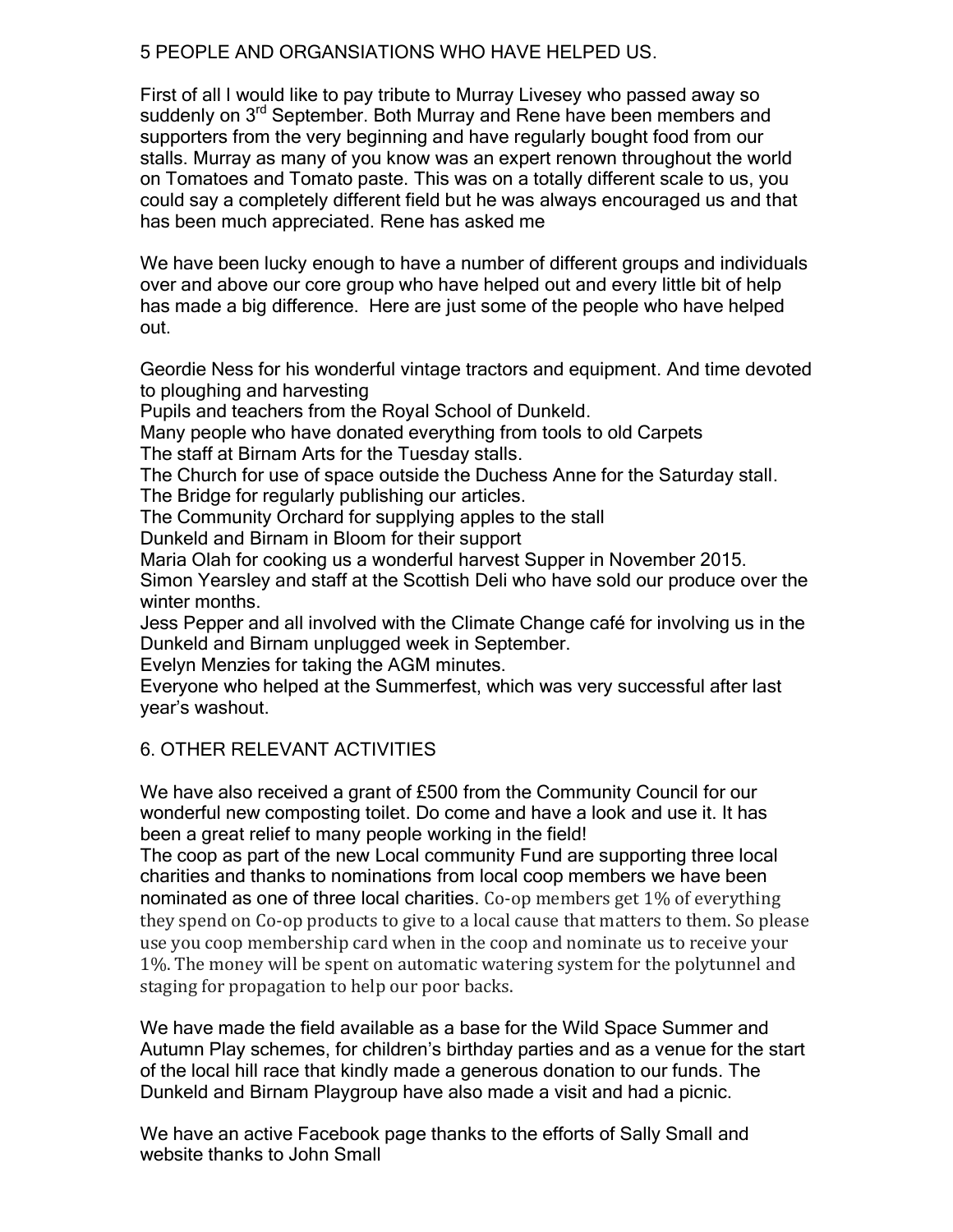5 PEOPLE AND ORGANSIATIONS WHO HAVE HELPED US.

First of all I would like to pay tribute to Murray Livesey who passed away so suddenly on 3rd September. Both Murray and Rene have been members and supporters from the very beginning and have regularly bought food from our stalls. Murray as many of you know was an expert renown throughout the world on Tomatoes and Tomato paste. This was on a totally different scale to us, you could say a completely different field but he was always encouraged us and that has been much appreciated. Rene has asked me

We have been lucky enough to have a number of different groups and individuals over and above our core group who have helped out and every little bit of help has made a big difference. Here are just some of the people who have helped out.

Geordie Ness for his wonderful vintage tractors and equipment. And time devoted to ploughing and harvesting
Pupils and teachers from the Royal School of Dunkeld.
Many people who have donated everything from tools to old Carpets
The staff at Birnam Arts for the Tuesday stalls.
The Church for use of space outside the Duchess Anne for the Saturday stall.
The Bridge for regularly publishing our articles.
The Community Orchard for supplying apples to the stall
Dunkeld and Birnam in Bloom for their support
Maria Olah for cooking us a wonderful harvest Supper in November 2015.
Simon Yearsley and staff at the Scottish Deli who have sold our produce over the winter months.
Jess Pepper and all involved with the Climate Change café for involving us in the Dunkeld and Birnam unplugged week in September.
Evelyn Menzies for taking the AGM minutes.
Everyone who helped at the Summerfest, which was very successful after last year's washout.

6. OTHER RELEVANT ACTIVITIES

We have also received a grant of £500 from the Community Council for our wonderful new composting toilet. Do come and have a look and use it. It has been a great relief to many people working in the field!
The coop as part of the new Local community Fund are supporting three local charities and thanks to nominations from local coop members we have been nominated as one of three local charities. Co-op members get 1% of everything they spend on Co-op products to give to a local cause that matters to them. So please use you coop membership card when in the coop and nominate us to receive your 1%. The money will be spent on automatic watering system for the polytunnel and staging for propagation to help our poor backs.

We have made the field available as a base for the Wild Space Summer and Autumn Play schemes, for children's birthday parties and as a venue for the start of the local hill race that kindly made a generous donation to our funds. The Dunkeld and Birnam Playgroup have also made a visit and had a picnic.

We have an active Facebook page thanks to the efforts of Sally Small and website thanks to John Small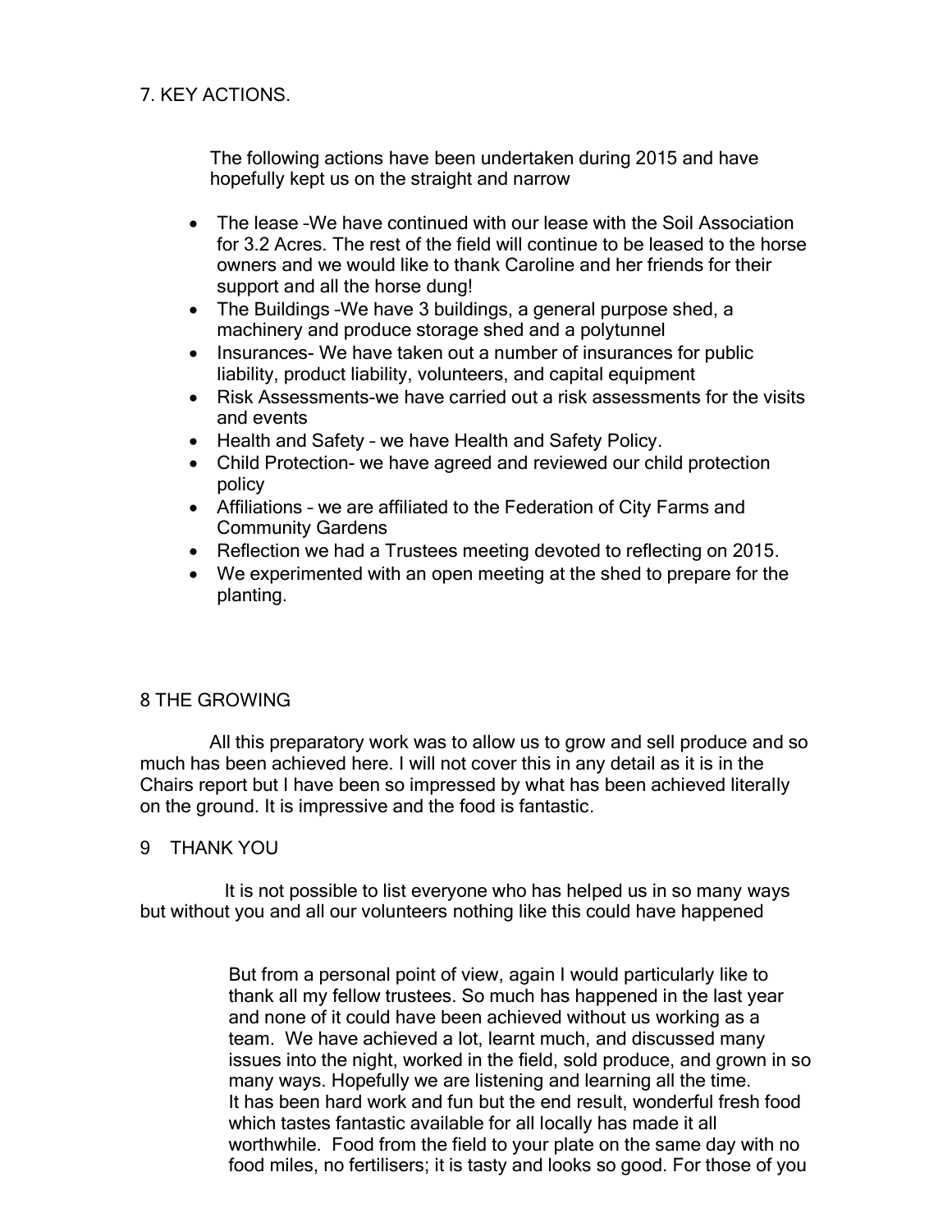## 7. KEY ACTIONS.

The following actions have been undertaken during 2015 and have hopefully kept us on the straight and narrow

- The lease –We have continued with our lease with the Soil Association for 3.2 Acres. The rest of the field will continue to be leased to the horse owners and we would like to thank Caroline and her friends for their support and all the horse dung!
- The Buildings –We have 3 buildings, a general purpose shed, a machinery and produce storage shed and a polytunnel
- Insurances- We have taken out a number of insurances for public liability, product liability, volunteers, and capital equipment
- Risk Assessments-we have carried out a risk assessments for the visits and events
- Health and Safety – we have Health and Safety Policy.
- Child Protection- we have agreed and reviewed our child protection policy
- Affiliations – we are affiliated to the Federation of City Farms and Community Gardens
- Reflection we had a Trustees meeting devoted to reflecting on 2015.
- We experimented with an open meeting at the shed to prepare for the planting.

## 8 THE GROWING

All this preparatory work was to allow us to grow and sell produce and so much has been achieved here. I will not cover this in any detail as it is in the Chairs report but I have been so impressed by what has been achieved literally on the ground. It is impressive and the food is fantastic.

## 9 THANK YOU

It is not possible to list everyone who has helped us in so many ways but without you and all our volunteers nothing like this could have happened

But from a personal point of view, again I would particularly like to thank all my fellow trustees. So much has happened in the last year and none of it could have been achieved without us working as a team. We have achieved a lot, learnt much, and discussed many issues into the night, worked in the field, sold produce, and grown in so many ways. Hopefully we are listening and learning all the time. It has been hard work and fun but the end result, wonderful fresh food which tastes fantastic available for all locally has made it all worthwhile. Food from the field to your plate on the same day with no food miles, no fertilisers; it is tasty and looks so good. For those of you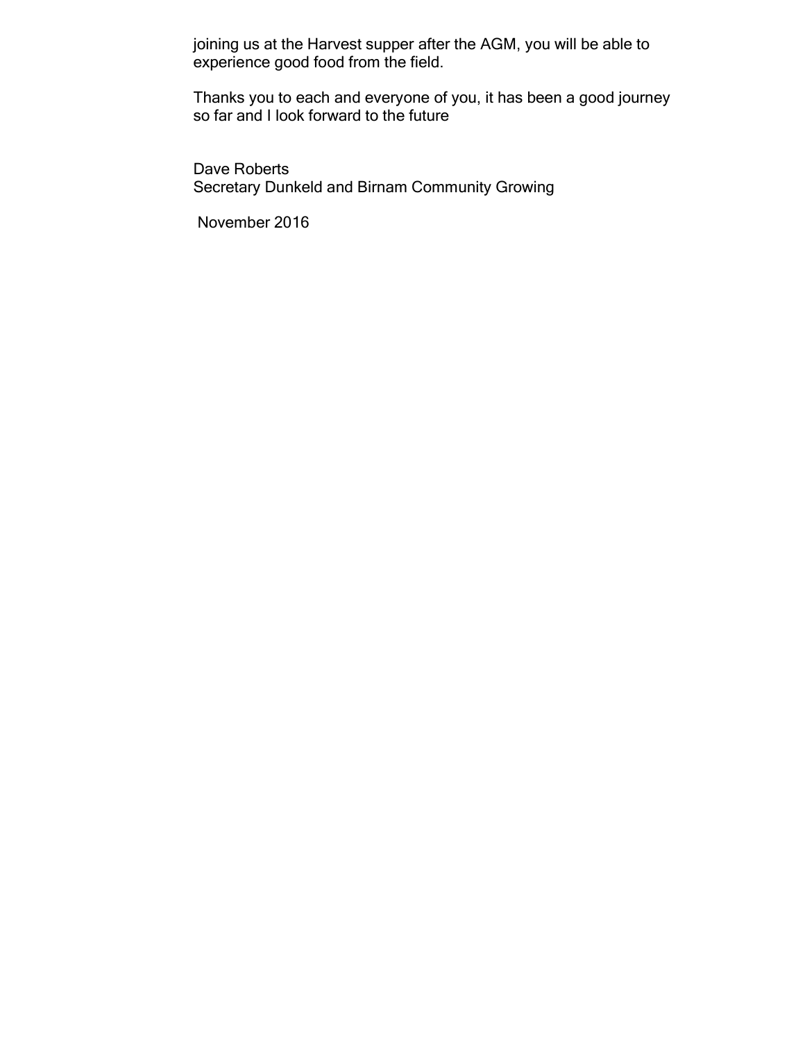joining us at the Harvest supper after the AGM, you will be able to experience good food from the field.

Thanks you to each and everyone of you, it has been a good journey so far and I look forward to the future

Dave Roberts
Secretary Dunkeld and Birnam Community Growing

November 2016